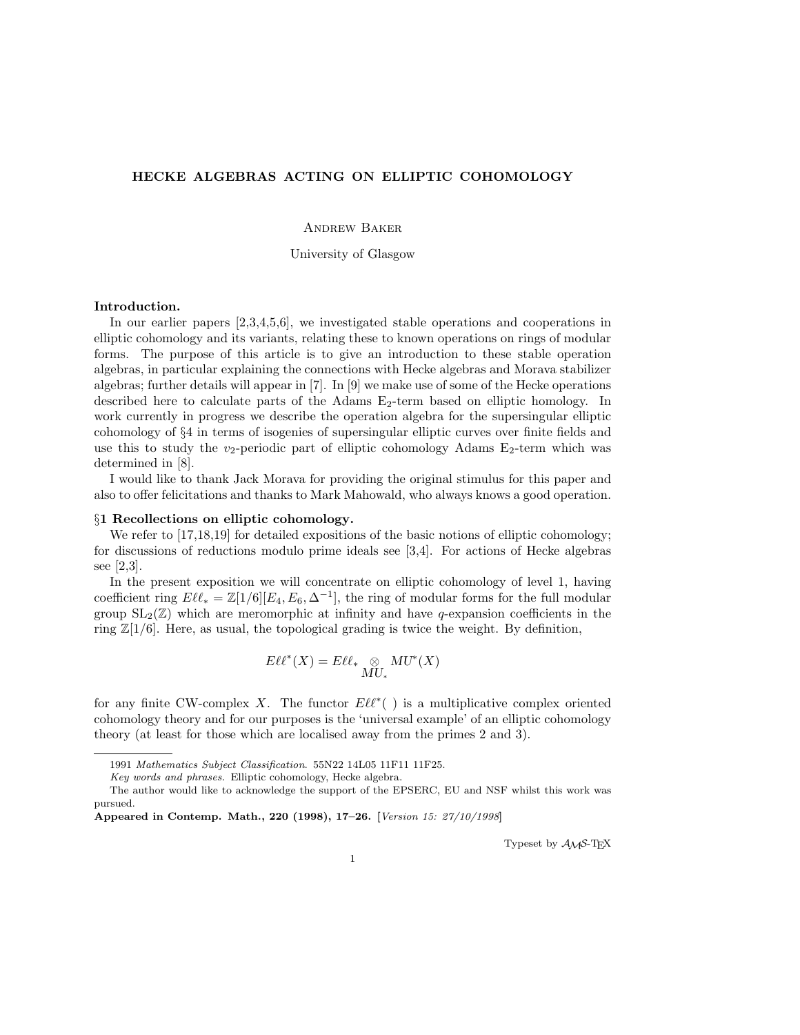# HECKE ALGEBRAS ACTING ON ELLIPTIC COHOMOLOGY

Andrew Baker

University of Glasgow

**Introduction.**

In our earlier papers [2,3,4,5,6], we investigated stable operations and cooperations in elliptic cohomology and its variants, relating these to known operations on rings of modular forms. The purpose of this article is to give an introduction to these stable operation algebras, in particular explaining the connections with Hecke algebras and Morava stabilizer algebras; further details will appear in [7]. In [9] we make use of some of the Hecke operations described here to calculate parts of the Adams $\mathrm{E}_2$-term based on elliptic homology. In work currently in progress we describe the operation algebra for the supersingular elliptic cohomology of §4 in terms of isogenies of supersingular elliptic curves over finite fields and use this to study the $v_2$-periodic part of elliptic cohomology Adams $\mathrm{E}_2$-term which was determined in [8].

I would like to thank Jack Morava for providing the original stimulus for this paper and also to offer felicitations and thanks to Mark Mahowald, who always knows a good operation.

## §1 Recollections on elliptic cohomology.

We refer to [17,18,19] for detailed expositions of the basic notions of elliptic cohomology; for discussions of reductions modulo prime ideals see [3,4]. For actions of Hecke algebras see [2,3].

In the present exposition we will concentrate on elliptic cohomology of level 1, having coefficient ring $E\ell\ell_* = \mathbb{Z}[1/6][E_4, E_6, \Delta^{-1}]$, the ring of modular forms for the full modular group $\mathrm{SL}_2(\mathbb{Z})$ which are meromorphic at infinity and have $q$-expansion coefficients in the ring $\mathbb{Z}[1/6]$. Here, as usual, the topological grading is twice the weight. By definition,

$$E\ell\ell^*(X) = E\ell\ell_* \underset{MU_*}{\otimes} MU^*(X)$$

for any finite CW-complex $X$. The functor $E\ell\ell^*(\ )$ is a multiplicative complex oriented cohomology theory and for our purposes is the 'universal example' of an elliptic cohomology theory (at least for those which are localised away from the primes 2 and 3).

1991 *Mathematics Subject Classification.* 55N22 14L05 11F11 11F25.

*Key words and phrases.* Elliptic cohomology, Hecke algebra.

The author would like to acknowledge the support of the EPSERC, EU and NSF whilst this work was pursued.

**Appeared in Contemp. Math., 220 (1998), 17–26.** [*Version 15: 27/10/1998*]

Typeset by $\mathcal{A}\mathcal{M}\mathcal{S}$-TEX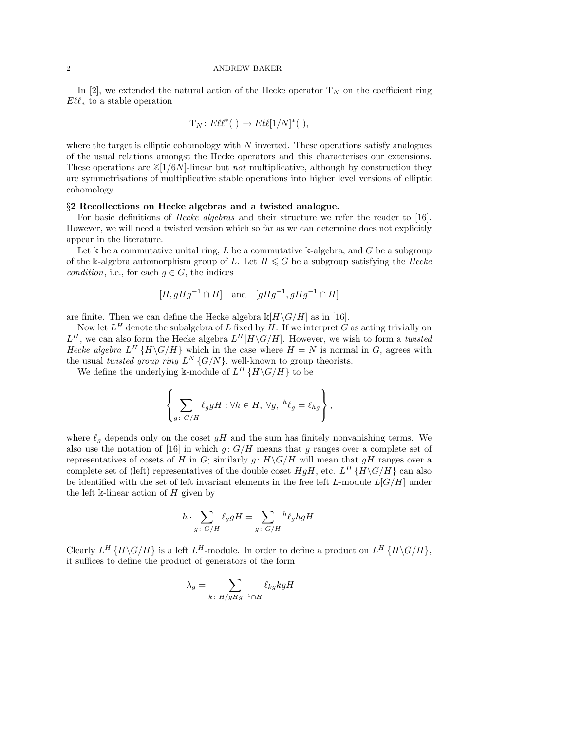In [2], we extended the natural action of the Hecke operator $\mathrm{T}_N$ on the coefficient ring $E\ell\ell_*$ to a stable operation

$$\mathrm{T}_N \colon E\ell\ell^*(\ ) \longrightarrow E\ell\ell[1/N]^*(\ ),$$

where the target is elliptic cohomology with $N$ inverted. These operations satisfy analogues of the usual relations amongst the Hecke operators and this characterises our extensions. These operations are $\mathbb{Z}[1/6N]$-linear but *not* multiplicative, although by construction they are symmetrisations of multiplicative stable operations into higher level versions of elliptic cohomology.

## §2 Recollections on Hecke algebras and a twisted analogue.

For basic definitions of *Hecke algebras* and their structure we refer the reader to [16]. However, we will need a twisted version which so far as we can determine does not explicitly appear in the literature.

Let $\Bbbk$ be a commutative unital ring, $L$ be a commutative $\Bbbk$-algebra, and $G$ be a subgroup of the $\Bbbk$-algebra automorphism group of $L$. Let $H \leqslant G$ be a subgroup satisfying the *Hecke condition*, i.e., for each $g \in G$, the indices

$$[H, gHg^{-1} \cap H] \quad \text{and} \quad [gHg^{-1}, gHg^{-1} \cap H]$$

are finite. Then we can define the Hecke algebra $\Bbbk[H\backslash G/H]$ as in [16].

Now let $L^H$ denote the subalgebra of $L$ fixed by $H$. If we interpret $G$ as acting trivially on $L^H$, we can also form the Hecke algebra $L^H[H\backslash G/H]$. However, we wish to form a *twisted Hecke algebra* $L^H\{H\backslash G/H\}$ which in the case where $H = N$ is normal in $G$, agrees with the usual *twisted group ring* $L^N\{G/N\}$, well-known to group theorists.

We define the underlying $\Bbbk$-module of $L^H\{H\backslash G/H\}$ to be

$$\left\{ \sum_{g\colon G/H} \ell_g gH : \forall h \in H,\ \forall g,\ {}^h\ell_g = \ell_{hg} \right\},$$

where $\ell_g$ depends only on the coset $gH$ and the sum has finitely nonvanishing terms. We also use the notation of [16] in which $g\colon G/H$ means that $g$ ranges over a complete set of representatives of cosets of $H$ in $G$; similarly $g\colon H\backslash G/H$ will mean that $gH$ ranges over a complete set of (left) representatives of the double coset $HgH$, etc. $L^H\{H\backslash G/H\}$ can also be identified with the set of left invariant elements in the free left $L$-module $L[G/H]$ under the left $\Bbbk$-linear action of $H$ given by

$$h \cdot \sum_{g\colon G/H} \ell_g gH = \sum_{g\colon G/H} {}^h\ell_g hgH.$$

Clearly $L^H\{H\backslash G/H\}$ is a left $L^H$-module. In order to define a product on $L^H\{H\backslash G/H\}$, it suffices to define the product of generators of the form

$$\lambda_g = \sum_{k\colon H/gHg^{-1}\cap H} \ell_{kg} kgH$$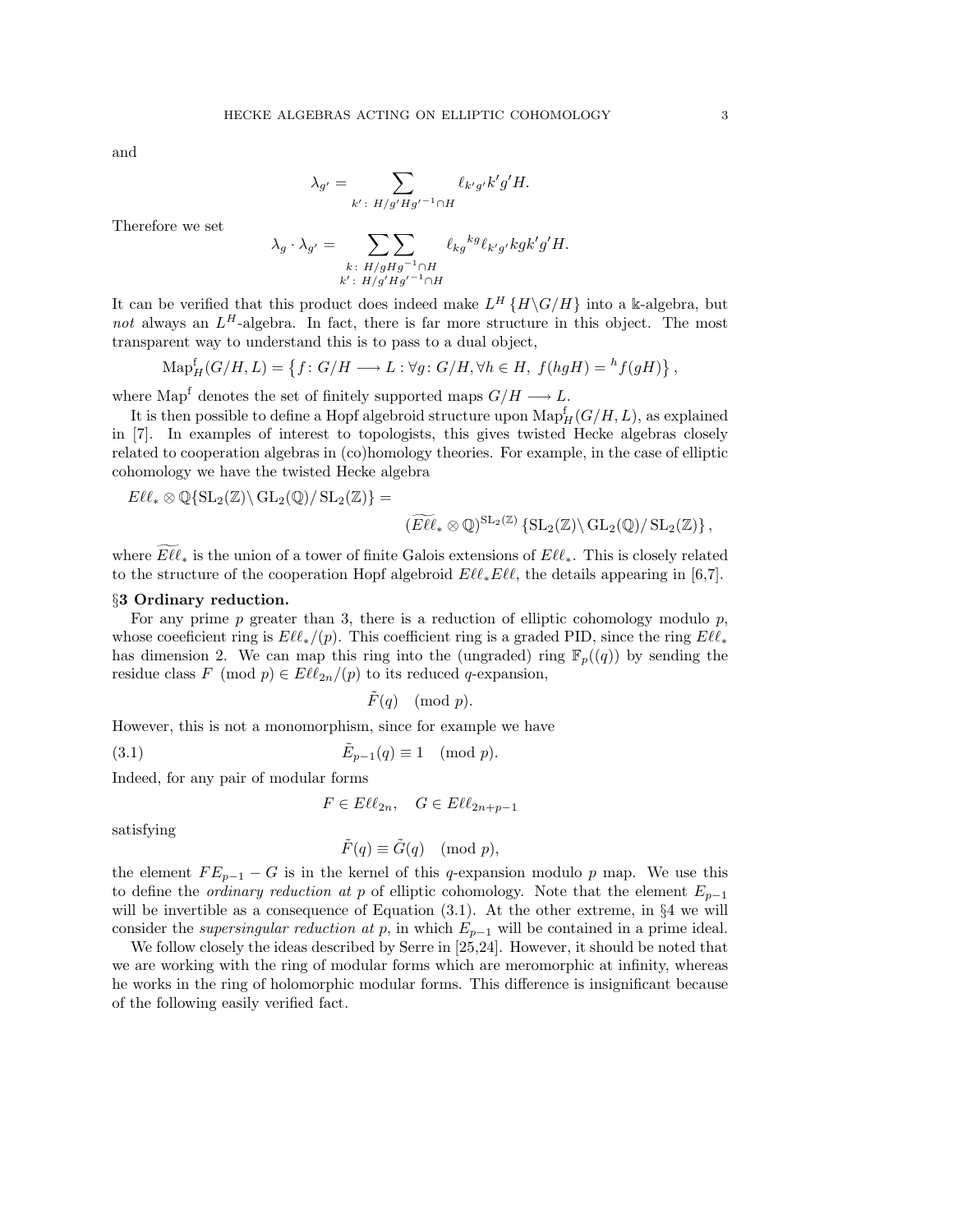and

$$\lambda_{g'} = \sum_{k' :\ H/g'Hg'^{-1} \cap H} \ell_{k'g'} k'g'H.$$

Therefore we set

$$\lambda_g \cdot \lambda_{g'} = \sum_{\substack{k :\ H/gHg^{-1} \cap H \\ k' :\ H/g'Hg'^{-1} \cap H}} \ell_{kg} {}^{kg}\ell_{k'g'} kgk'g'H.$$

It can be verified that this product does indeed make $L^H\{H\backslash G/H\}$ into a $\Bbbk$-algebra, but *not* always an $L^H$-algebra. In fact, there is far more structure in this object. The most transparent way to understand this is to pass to a dual object,

$$\operatorname{Map}_H^{\mathrm{f}}(G/H, L) = \left\{ f \colon G/H \longrightarrow L : \forall g \colon G/H, \forall h \in H,\ f(hgH) = {}^h f(gH) \right\},$$

where $\operatorname{Map}^{\mathrm{f}}$ denotes the set of finitely supported maps $G/H \longrightarrow L$.

It is then possible to define a Hopf algebroid structure upon $\operatorname{Map}_H^{\mathrm{f}}(G/H, L)$, as explained in [7]. In examples of interest to topologists, this gives twisted Hecke algebras closely related to cooperation algebras in (co)homology theories. For example, in the case of elliptic cohomology we have the twisted Hecke algebra

$$E\ell\ell_* \otimes \mathbb{Q}\{\mathrm{SL}_2(\mathbb{Z})\backslash \mathrm{GL}_2(\mathbb{Q})/\mathrm{SL}_2(\mathbb{Z})\} = (\widetilde{E\ell\ell}_* \otimes \mathbb{Q})^{\mathrm{SL}_2(\mathbb{Z})}\{\mathrm{SL}_2(\mathbb{Z})\backslash \mathrm{GL}_2(\mathbb{Q})/\mathrm{SL}_2(\mathbb{Z})\},$$

where $\widetilde{E\ell\ell}_*$ is the union of a tower of finite Galois extensions of $E\ell\ell_*$. This is closely related to the structure of the cooperation Hopf algebroid $E\ell\ell_* E\ell\ell$, the details appearing in [6,7].

## §3 Ordinary reduction.

For any prime $p$ greater than 3, there is a reduction of elliptic cohomology modulo $p$, whose coefficient ring is $E\ell\ell_*/(p)$. This coefficient ring is a graded PID, since the ring $E\ell\ell_*$ has dimension 2. We can map this ring into the (ungraded) ring $\mathbb{F}_p((q))$ by sending the residue class $F \pmod p \in E\ell\ell_{2n}/(p)$ to its reduced $q$-expansion,

$$\tilde{F}(q) \pmod p.$$

However, this is not a monomorphism, since for example we have

$$\tilde{E}_{p-1}(q) \equiv 1 \pmod p. \tag{3.1}$$

Indeed, for any pair of modular forms

$$F \in E\ell\ell_{2n}, \quad G \in E\ell\ell_{2n+p-1}$$

satisfying

$$\tilde{F}(q) \equiv \tilde{G}(q) \pmod p,$$

the element $FE_{p-1} - G$ is in the kernel of this $q$-expansion modulo $p$ map. We use this to define the *ordinary reduction at* $p$ of elliptic cohomology. Note that the element $E_{p-1}$ will be invertible as a consequence of Equation (3.1). At the other extreme, in §4 we will consider the *supersingular reduction at* $p$, in which $E_{p-1}$ will be contained in a prime ideal.

We follow closely the ideas described by Serre in [25,24]. However, it should be noted that we are working with the ring of modular forms which are meromorphic at infinity, whereas he works in the ring of holomorphic modular forms. This difference is insignificant because of the following easily verified fact.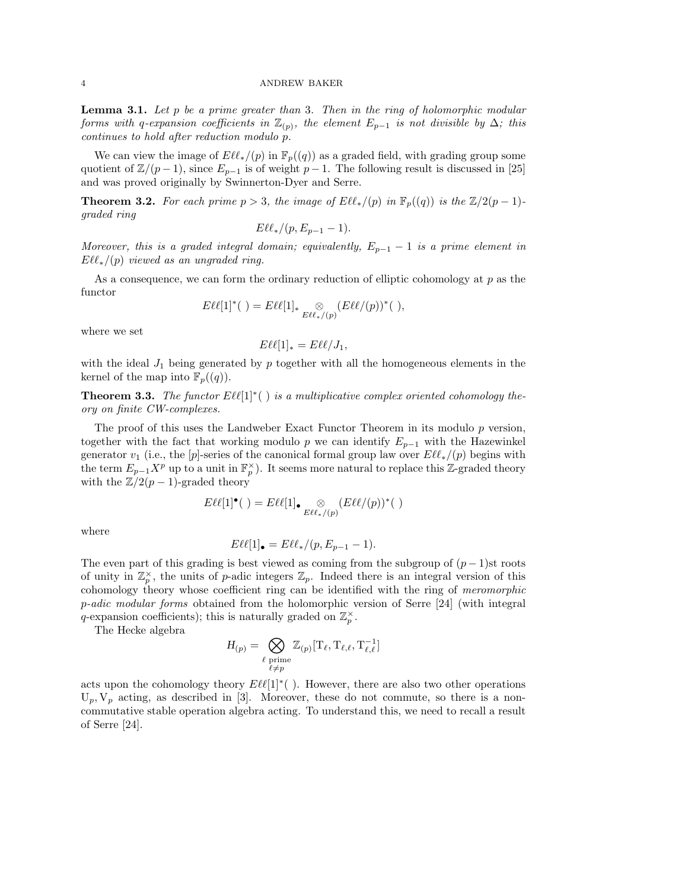**Lemma 3.1.** *Let $p$ be a prime greater than 3. Then in the ring of holomorphic modular forms with $q$-expansion coefficients in $\mathbb{Z}_{(p)}$, the element $E_{p-1}$ is not divisible by $\Delta$; this continues to hold after reduction modulo $p$.*

We can view the image of $E\ell\ell_*/(p)$ in $\mathbb{F}_p((q))$ as a graded field, with grading group some quotient of $\mathbb{Z}/(p-1)$, since $E_{p-1}$ is of weight $p-1$. The following result is discussed in [25] and was proved originally by Swinnerton-Dyer and Serre.

**Theorem 3.2.** *For each prime $p > 3$, the image of $E\ell\ell_*/(p)$ in $\mathbb{F}_p((q))$ is the $\mathbb{Z}/2(p-1)$-graded ring*

$$E\ell\ell_*/(p, E_{p-1} - 1).$$

*Moreover, this is a graded integral domain; equivalently, $E_{p-1} - 1$ is a prime element in $E\ell\ell_*/(p)$ viewed as an ungraded ring.*

As a consequence, we can form the ordinary reduction of elliptic cohomology at $p$ as the functor

$$E\ell\ell[1]^*(\ ) = E\ell\ell[1]_* \underset{E\ell\ell_*/(p)}{\otimes} (E\ell\ell/(p))^*(\ ),$$

where we set

$$E\ell\ell[1]_* = E\ell\ell/J_1,$$

with the ideal $J_1$ being generated by $p$ together with all the homogeneous elements in the kernel of the map into $\mathbb{F}_p((q))$.

**Theorem 3.3.** *The functor $E\ell\ell[1]^*(\ )$ is a multiplicative complex oriented cohomology theory on finite CW-complexes.*

The proof of this uses the Landweber Exact Functor Theorem in its modulo $p$ version, together with the fact that working modulo $p$ we can identify $E_{p-1}$ with the Hazewinkel generator $v_1$ (i.e., the $[p]$-series of the canonical formal group law over $E\ell\ell_*/(p)$ begins with the term $E_{p-1}X^p$ up to a unit in $\mathbb{F}_p^\times$). It seems more natural to replace this $\mathbb{Z}$-graded theory with the $\mathbb{Z}/2(p-1)$-graded theory

$$E\ell\ell[1]^\bullet(\ ) = E\ell\ell[1]_\bullet \underset{E\ell\ell_*/(p)}{\otimes} (E\ell\ell/(p))^*(\ )$$

where

$$E\ell\ell[1]_\bullet = E\ell\ell_*/(p, E_{p-1} - 1).$$

The even part of this grading is best viewed as coming from the subgroup of $(p-1)$st roots of unity in $\mathbb{Z}_p^\times$, the units of $p$-adic integers $\mathbb{Z}_p$. Indeed there is an integral version of this cohomology theory whose coefficient ring can be identified with the ring of *meromorphic $p$-adic modular forms* obtained from the holomorphic version of Serre [24] (with integral $q$-expansion coefficients); this is naturally graded on $\mathbb{Z}_p^\times$.

The Hecke algebra

$$H_{(p)} = \bigotimes_{\substack{\ell \text{ prime} \\ \ell \neq p}} \mathbb{Z}_{(p)}[\mathrm{T}_\ell, \mathrm{T}_{\ell,\ell}, \mathrm{T}_{\ell,\ell}^{-1}]$$

acts upon the cohomology theory $E\ell\ell[1]^*(\ )$. However, there are also two other operations $\mathrm{U}_p, \mathrm{V}_p$ acting, as described in [3]. Moreover, these do not commute, so there is a non-commutative stable operation algebra acting. To understand this, we need to recall a result of Serre [24].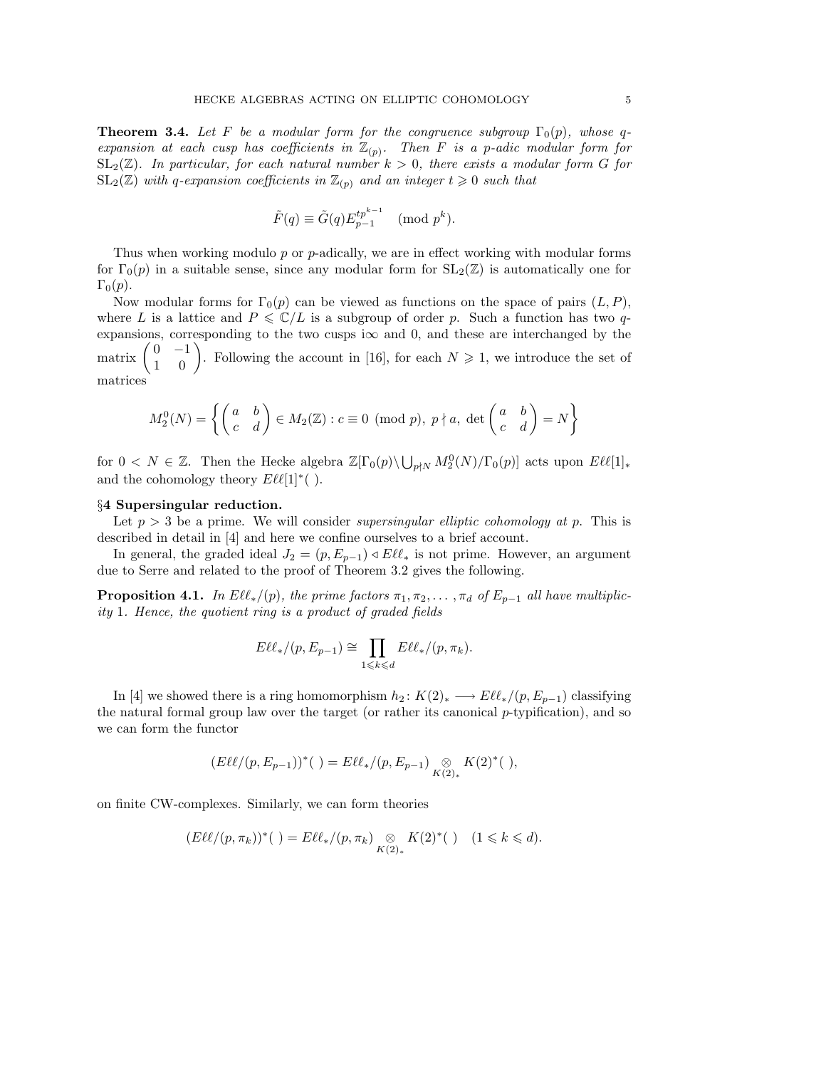**Theorem 3.4.** *Let $F$ be a modular form for the congruence subgroup $\Gamma_0(p)$, whose $q$-expansion at each cusp has coefficients in $\mathbb{Z}_{(p)}$. Then $F$ is a $p$-adic modular form for $\mathrm{SL}_2(\mathbb{Z})$. In particular, for each natural number $k > 0$, there exists a modular form $G$ for $\mathrm{SL}_2(\mathbb{Z})$ with $q$-expansion coefficients in $\mathbb{Z}_{(p)}$ and an integer $t \geqslant 0$ such that*

$$\tilde{F}(q) \equiv \tilde{G}(q) E_{p-1}^{tp^{k-1}} \pmod{p^k}.$$

Thus when working modulo $p$ or $p$-adically, we are in effect working with modular forms for $\Gamma_0(p)$ in a suitable sense, since any modular form for $\mathrm{SL}_2(\mathbb{Z})$ is automatically one for $\Gamma_0(p)$.

Now modular forms for $\Gamma_0(p)$ can be viewed as functions on the space of pairs $(L, P)$, where $L$ is a lattice and $P \leqslant \mathbb{C}/L$ is a subgroup of order $p$. Such a function has two $q$-expansions, corresponding to the two cusps $\mathrm{i}\infty$ and $0$, and these are interchanged by the matrix $\begin{pmatrix} 0 & -1 \\ 1 & 0 \end{pmatrix}$. Following the account in [16], for each $N \geqslant 1$, we introduce the set of matrices

$$M_2^0(N) = \left\{ \begin{pmatrix} a & b \\ c & d \end{pmatrix} \in M_2(\mathbb{Z}) : c \equiv 0 \pmod{p},\ p \nmid a,\ \det \begin{pmatrix} a & b \\ c & d \end{pmatrix} = N \right\}$$

for $0 < N \in \mathbb{Z}$. Then the Hecke algebra $\mathbb{Z}[\Gamma_0(p) \backslash \bigcup_{p \nmid N} M_2^0(N)/\Gamma_0(p)]$ acts upon $E\ell\ell[1]_*$ and the cohomology theory $E\ell\ell[1]^*(\ )$.

## §4 Supersingular reduction.

Let $p > 3$ be a prime. We will consider *supersingular elliptic cohomology at $p$*. This is described in detail in [4] and here we confine ourselves to a brief account.

In general, the graded ideal $J_2 = (p, E_{p-1}) \triangleleft E\ell\ell_*$ is not prime. However, an argument due to Serre and related to the proof of Theorem 3.2 gives the following.

**Proposition 4.1.** *In $E\ell\ell_*/(p)$, the prime factors $\pi_1, \pi_2, \ldots, \pi_d$ of $E_{p-1}$ all have multiplicity 1. Hence, the quotient ring is a product of graded fields*

$$E\ell\ell_*/(p, E_{p-1}) \cong \prod_{1 \leqslant k \leqslant d} E\ell\ell_*/(p, \pi_k).$$

In [4] we showed there is a ring homomorphism $h_2 \colon K(2)_* \longrightarrow E\ell\ell_*/(p, E_{p-1})$ classifying the natural formal group law over the target (or rather its canonical $p$-typification), and so we can form the functor

$$(E\ell\ell/(p, E_{p-1}))^*(\ ) = E\ell\ell_*/(p, E_{p-1}) \underset{K(2)_*}{\otimes} K(2)^*(\ ),$$

on finite CW-complexes. Similarly, we can form theories

$$(E\ell\ell/(p, \pi_k))^*(\ ) = E\ell\ell_*/(p, \pi_k) \underset{K(2)_*}{\otimes} K(2)^*(\ ) \quad (1 \leqslant k \leqslant d).$$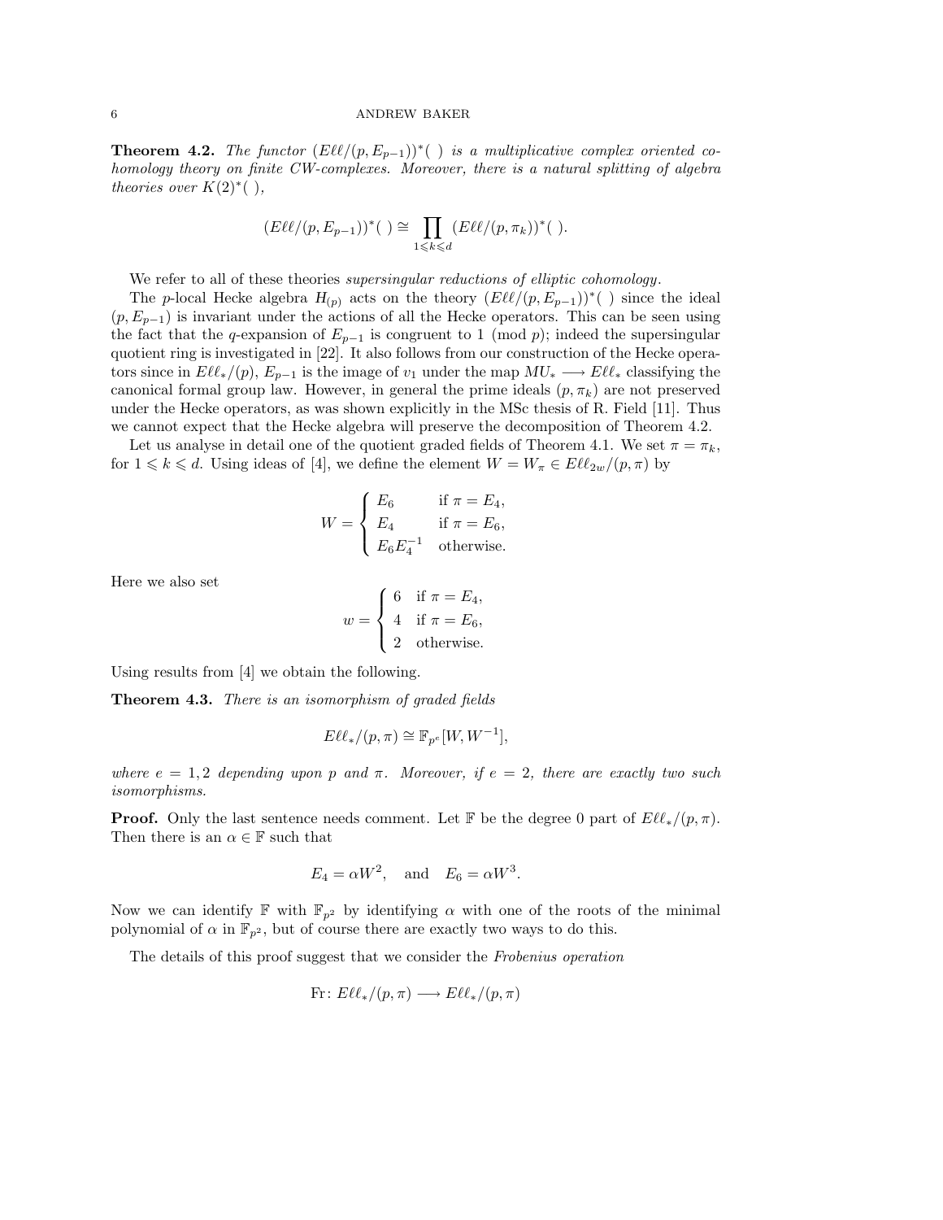**Theorem 4.2.** *The functor $(E\ell\ell/(p, E_{p-1}))^*(\ )$ is a multiplicative complex oriented cohomology theory on finite CW-complexes. Moreover, there is a natural splitting of algebra theories over $K(2)^*(\ )$,*

$$(E\ell\ell/(p, E_{p-1}))^*(\ ) \cong \prod_{1 \leqslant k \leqslant d} (E\ell\ell/(p, \pi_k))^*(\ ).$$

We refer to all of these theories *supersingular reductions of elliptic cohomology*.

The $p$-local Hecke algebra $H_{(p)}$ acts on the theory $(E\ell\ell/(p, E_{p-1}))^*(\ )$ since the ideal $(p, E_{p-1})$ is invariant under the actions of all the Hecke operators. This can be seen using the fact that the $q$-expansion of $E_{p-1}$ is congruent to 1 (mod $p$); indeed the supersingular quotient ring is investigated in [22]. It also follows from our construction of the Hecke operators since in $E\ell\ell_*/(p)$, $E_{p-1}$ is the image of $v_1$ under the map $MU_* \longrightarrow E\ell\ell_*$ classifying the canonical formal group law. However, in general the prime ideals $(p, \pi_k)$ are not preserved under the Hecke operators, as was shown explicitly in the MSc thesis of R. Field [11]. Thus we cannot expect that the Hecke algebra will preserve the decomposition of Theorem 4.2.

Let us analyse in detail one of the quotient graded fields of Theorem 4.1. We set $\pi = \pi_k$, for $1 \leqslant k \leqslant d$. Using ideas of [4], we define the element $W = W_\pi \in E\ell\ell_{2w}/(p, \pi)$ by

$$W = \begin{cases} E_6 & \text{if } \pi = E_4, \\ E_4 & \text{if } \pi = E_6, \\ E_6 E_4^{-1} & \text{otherwise.} \end{cases}$$

Here we also set

$$w = \begin{cases} 6 & \text{if } \pi = E_4, \\ 4 & \text{if } \pi = E_6, \\ 2 & \text{otherwise.} \end{cases}$$

Using results from [4] we obtain the following.

**Theorem 4.3.** *There is an isomorphism of graded fields*

$$E\ell\ell_*/(p, \pi) \cong \mathbb{F}_{p^e}[W, W^{-1}],$$

*where $e = 1, 2$ depending upon $p$ and $\pi$. Moreover, if $e = 2$, there are exactly two such isomorphisms.*

**Proof.** Only the last sentence needs comment. Let $\mathbb{F}$ be the degree 0 part of $E\ell\ell_*/(p, \pi)$. Then there is an $\alpha \in \mathbb{F}$ such that

$$E_4 = \alpha W^2, \quad \text{and} \quad E_6 = \alpha W^3.$$

Now we can identify $\mathbb{F}$ with $\mathbb{F}_{p^2}$ by identifying $\alpha$ with one of the roots of the minimal polynomial of $\alpha$ in $\mathbb{F}_{p^2}$, but of course there are exactly two ways to do this.

The details of this proof suggest that we consider the *Frobenius operation*

$$\text{Fr}\colon E\ell\ell_*/(p, \pi) \longrightarrow E\ell\ell_*/(p, \pi)$$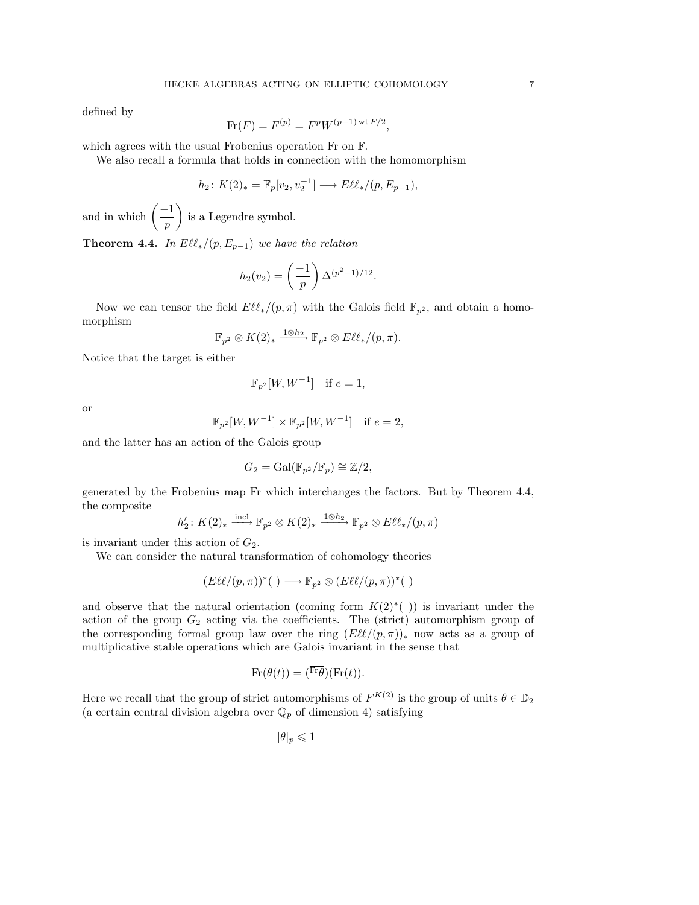defined by

$$\mathrm{Fr}(F) = F^{(p)} = F^p W^{(p-1)\,\mathrm{wt}\,F/2},$$

which agrees with the usual Frobenius operation Fr on $\mathbb{F}$.

We also recall a formula that holds in connection with the homomorphism

$$h_2\colon K(2)_* = \mathbb{F}_p[v_2, v_2^{-1}] \longrightarrow E\ell\ell_*/(p, E_{p-1}),$$

and in which $\left(\dfrac{-1}{p}\right)$ is a Legendre symbol.

**Theorem 4.4.** *In $E\ell\ell_*/(p, E_{p-1})$ we have the relation*

$$h_2(v_2) = \left(\frac{-1}{p}\right) \Delta^{(p^2-1)/12}.$$

Now we can tensor the field $E\ell\ell_*/(p, \pi)$ with the Galois field $\mathbb{F}_{p^2}$, and obtain a homomorphism

$$\mathbb{F}_{p^2} \otimes K(2)_* \xrightarrow{1 \otimes h_2} \mathbb{F}_{p^2} \otimes E\ell\ell_*/(p, \pi).$$

Notice that the target is either

$$\mathbb{F}_{p^2}[W, W^{-1}] \quad \text{if } e = 1,$$

or

$$\mathbb{F}_{p^2}[W, W^{-1}] \times \mathbb{F}_{p^2}[W, W^{-1}] \quad \text{if } e = 2,$$

and the latter has an action of the Galois group

$$G_2 = \mathrm{Gal}(\mathbb{F}_{p^2}/\mathbb{F}_p) \cong \mathbb{Z}/2,$$

generated by the Frobenius map Fr which interchanges the factors. But by Theorem 4.4, the composite

$$h_2'\colon K(2)_* \xrightarrow{\text{incl}} \mathbb{F}_{p^2} \otimes K(2)_* \xrightarrow{1 \otimes h_2} \mathbb{F}_{p^2} \otimes E\ell\ell_*/(p, \pi)$$

is invariant under this action of $G_2$.

We can consider the natural transformation of cohomology theories

$$(E\ell\ell/(p, \pi))^*(\ ) \longrightarrow \mathbb{F}_{p^2} \otimes (E\ell\ell/(p, \pi))^*(\ )$$

and observe that the natural orientation (coming form $K(2)^*(\ )$) is invariant under the action of the group $G_2$ acting via the coefficients. The (strict) automorphism group of the corresponding formal group law over the ring $(E\ell\ell/(p, \pi))_*$ now acts as a group of multiplicative stable operations which are Galois invariant in the sense that

$$\mathrm{Fr}(\overline{\theta}(t)) = (\overline{{}^{\mathrm{Fr}}\theta})(\mathrm{Fr}(t)).$$

Here we recall that the group of strict automorphisms of $F^{K(2)}$ is the group of units $\theta \in \mathbb{D}_2$ (a certain central division algebra over $\mathbb{Q}_p$ of dimension 4) satisfying

$$|\theta|_p \leqslant 1$$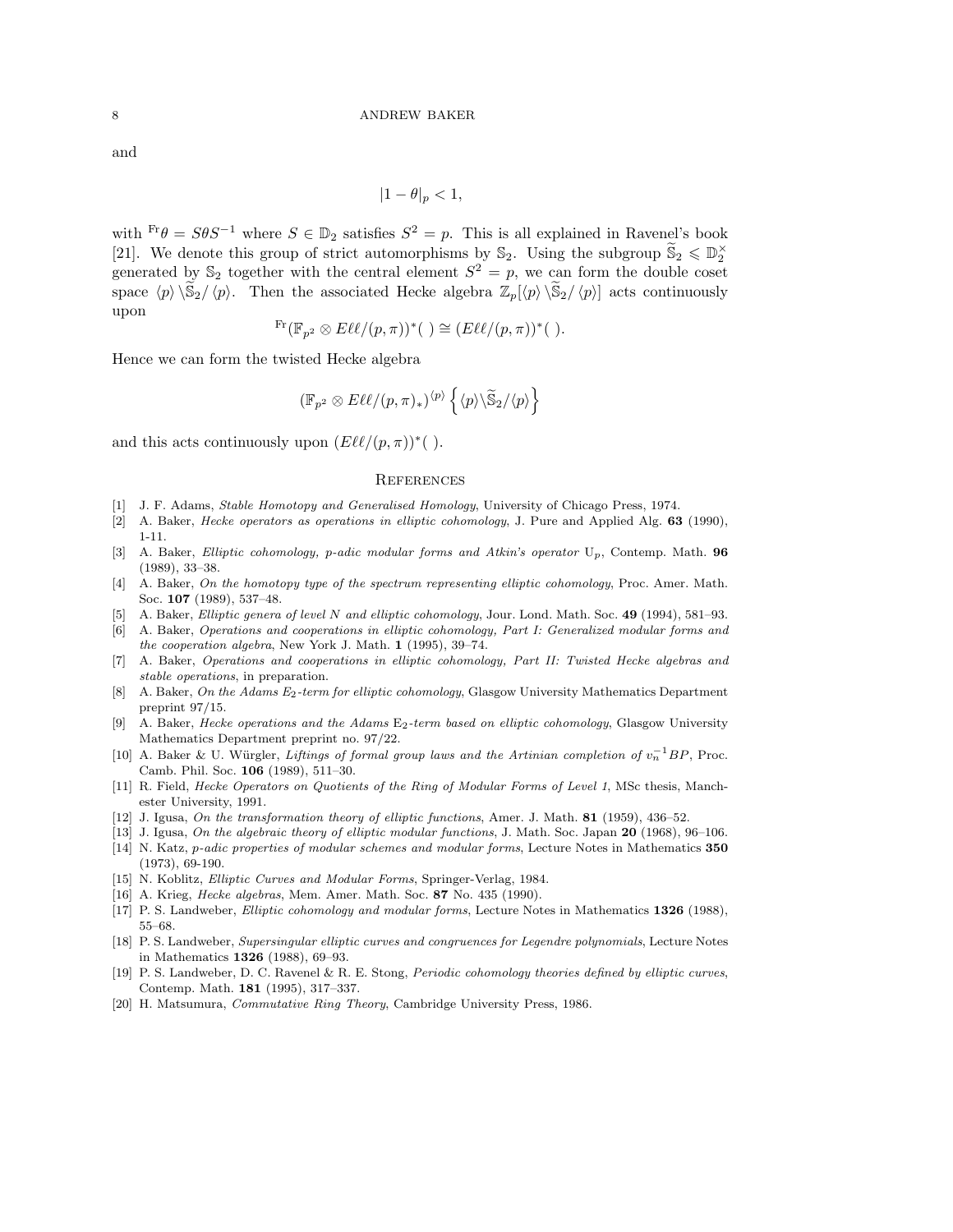and

$$|1-\theta|_p < 1,$$

with ${}^{\mathrm{Fr}}\theta = S\theta S^{-1}$ where $S \in \mathbb{D}_2$ satisfies $S^2 = p$. This is all explained in Ravenel's book [21]. We denote this group of strict automorphisms by $\mathbb{S}_2$. Using the subgroup $\widetilde{\mathbb{S}}_2 \leqslant \mathbb{D}_2^\times$ generated by $\mathbb{S}_2$ together with the central element $S^2 = p$, we can form the double coset space $\langle p \rangle \backslash \widetilde{\mathbb{S}}_2 / \langle p \rangle$. Then the associated Hecke algebra $\mathbb{Z}_p[\langle p \rangle \backslash \widetilde{\mathbb{S}}_2 / \langle p \rangle]$ acts continuously upon

$${}^{\mathrm{Fr}}(\mathbb{F}_{p^2} \otimes E\ell\ell/(p,\pi))^*(\ ) \cong (E\ell\ell/(p,\pi))^*(\ ).$$

Hence we can form the twisted Hecke algebra

$$(\mathbb{F}_{p^2} \otimes E\ell\ell/(p,\pi)_*)^{\langle p \rangle} \left\{ \langle p \rangle \backslash \widetilde{\mathbb{S}}_2 / \langle p \rangle \right\}$$

and this acts continuously upon $(E\ell\ell/(p,\pi))^*(\ )$.

## References

[1] J. F. Adams, *Stable Homotopy and Generalised Homology*, University of Chicago Press, 1974.

[2] A. Baker, *Hecke operators as operations in elliptic cohomology*, J. Pure and Applied Alg. **63** (1990), 1-11.

[3] A. Baker, *Elliptic cohomology, p-adic modular forms and Atkin's operator* $\mathrm{U}_p$, Contemp. Math. **96** (1989), 33–38.

[4] A. Baker, *On the homotopy type of the spectrum representing elliptic cohomology*, Proc. Amer. Math. Soc. **107** (1989), 537–48.

[5] A. Baker, *Elliptic genera of level N and elliptic cohomology*, Jour. Lond. Math. Soc. **49** (1994), 581–93.

[6] A. Baker, *Operations and cooperations in elliptic cohomology, Part I: Generalized modular forms and the cooperation algebra*, New York J. Math. **1** (1995), 39–74.

[7] A. Baker, *Operations and cooperations in elliptic cohomology, Part II: Twisted Hecke algebras and stable operations*, in preparation.

[8] A. Baker, *On the Adams $E_2$-term for elliptic cohomology*, Glasgow University Mathematics Department preprint 97/15.

[9] A. Baker, *Hecke operations and the Adams* $\mathrm{E}_2$*-term based on elliptic cohomology*, Glasgow University Mathematics Department preprint no. 97/22.

[10] A. Baker & U. Würgler, *Liftings of formal group laws and the Artinian completion of $v_n^{-1}BP$*, Proc. Camb. Phil. Soc. **106** (1989), 511–30.

[11] R. Field, *Hecke Operators on Quotients of the Ring of Modular Forms of Level 1*, MSc thesis, Manchester University, 1991.

[12] J. Igusa, *On the transformation theory of elliptic functions*, Amer. J. Math. **81** (1959), 436–52.

[13] J. Igusa, *On the algebraic theory of elliptic modular functions*, J. Math. Soc. Japan **20** (1968), 96–106.

[14] N. Katz, *p-adic properties of modular schemes and modular forms*, Lecture Notes in Mathematics **350** (1973), 69-190.

[15] N. Koblitz, *Elliptic Curves and Modular Forms*, Springer-Verlag, 1984.

[16] A. Krieg, *Hecke algebras*, Mem. Amer. Math. Soc. **87** No. 435 (1990).

[17] P. S. Landweber, *Elliptic cohomology and modular forms*, Lecture Notes in Mathematics **1326** (1988), 55–68.

[18] P. S. Landweber, *Supersingular elliptic curves and congruences for Legendre polynomials*, Lecture Notes in Mathematics **1326** (1988), 69–93.

[19] P. S. Landweber, D. C. Ravenel & R. E. Stong, *Periodic cohomology theories defined by elliptic curves*, Contemp. Math. **181** (1995), 317–337.

[20] H. Matsumura, *Commutative Ring Theory*, Cambridge University Press, 1986.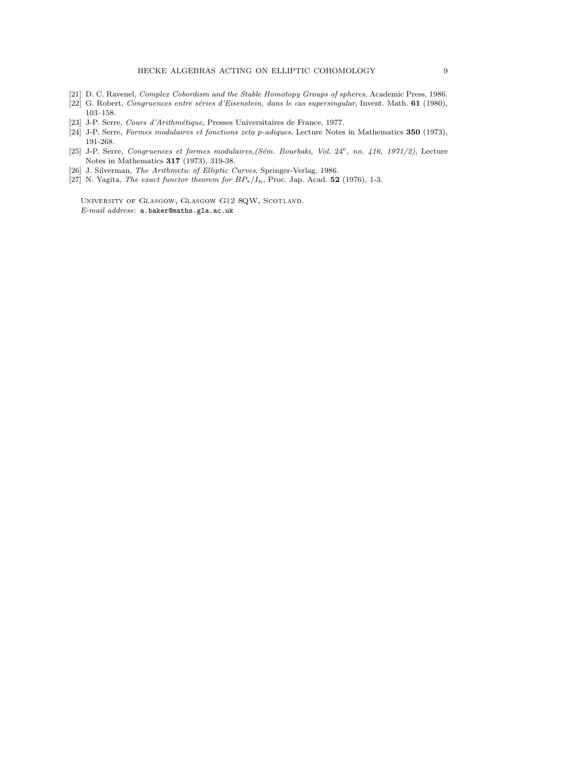[21] D. C. Ravenel, *Complex Cobordism and the Stable Homotopy Groups of spheres*, Academic Press, 1986.

[22] G. Robert, *Congruences entre séries d'Eisenstein, dans le cas supersingular*, Invent. Math. **61** (1980), 103–158.

[23] J-P. Serre, *Cours d'Arithmétique*, Presses Universitaires de France, 1977.

[24] J-P. Serre, *Formes modulaires et fonctions zeta p-adiques*, Lecture Notes in Mathematics **350** (1973), 191-268.

[25] J-P. Serre, *Congruences et formes modulaires,(Sém. Bourbaki, Vol.* $24^{\mathrm{e}}$*, no. 416, 1971/2)*, Lecture Notes in Mathematics **317** (1973), 319-38.

[26] J. Silverman, *The Arithmetic of Elliptic Curves*, Springer-Verlag, 1986.

[27] N. Yagita, *The exact functor theorem for* $BP_*/I_n$, Proc. Jap. Acad. **52** (1976), 1-3.

University of Glasgow, Glasgow G12 8QW, Scotland.

*E-mail address*: `a.baker@maths.gla.ac.uk`